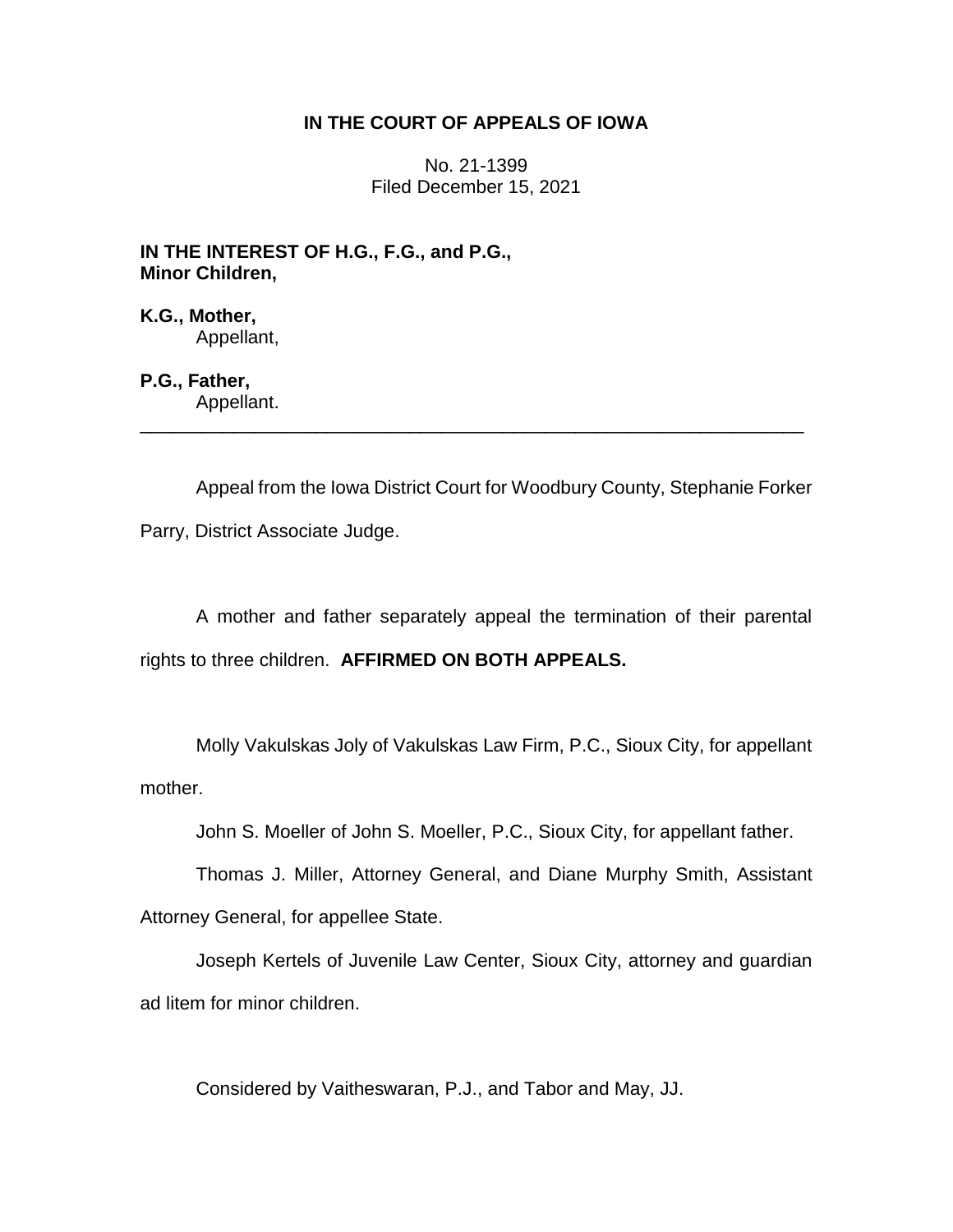# IN THE COURT OF APPEALS OF IOWA

No. 21-1399
Filed December 15, 2021

**IN THE INTEREST OF H.G., F.G., and P.G., Minor Children,**

**K.G., Mother,**
Appellant,

**P.G., Father,**
Appellant.

---

Appeal from the Iowa District Court for Woodbury County, Stephanie Forker Parry, District Associate Judge.

A mother and father separately appeal the termination of their parental rights to three children. **AFFIRMED ON BOTH APPEALS.**

Molly Vakulskas Joly of Vakulskas Law Firm, P.C., Sioux City, for appellant mother.

John S. Moeller of John S. Moeller, P.C., Sioux City, for appellant father.

Thomas J. Miller, Attorney General, and Diane Murphy Smith, Assistant Attorney General, for appellee State.

Joseph Kertels of Juvenile Law Center, Sioux City, attorney and guardian ad litem for minor children.

Considered by Vaitheswaran, P.J., and Tabor and May, JJ.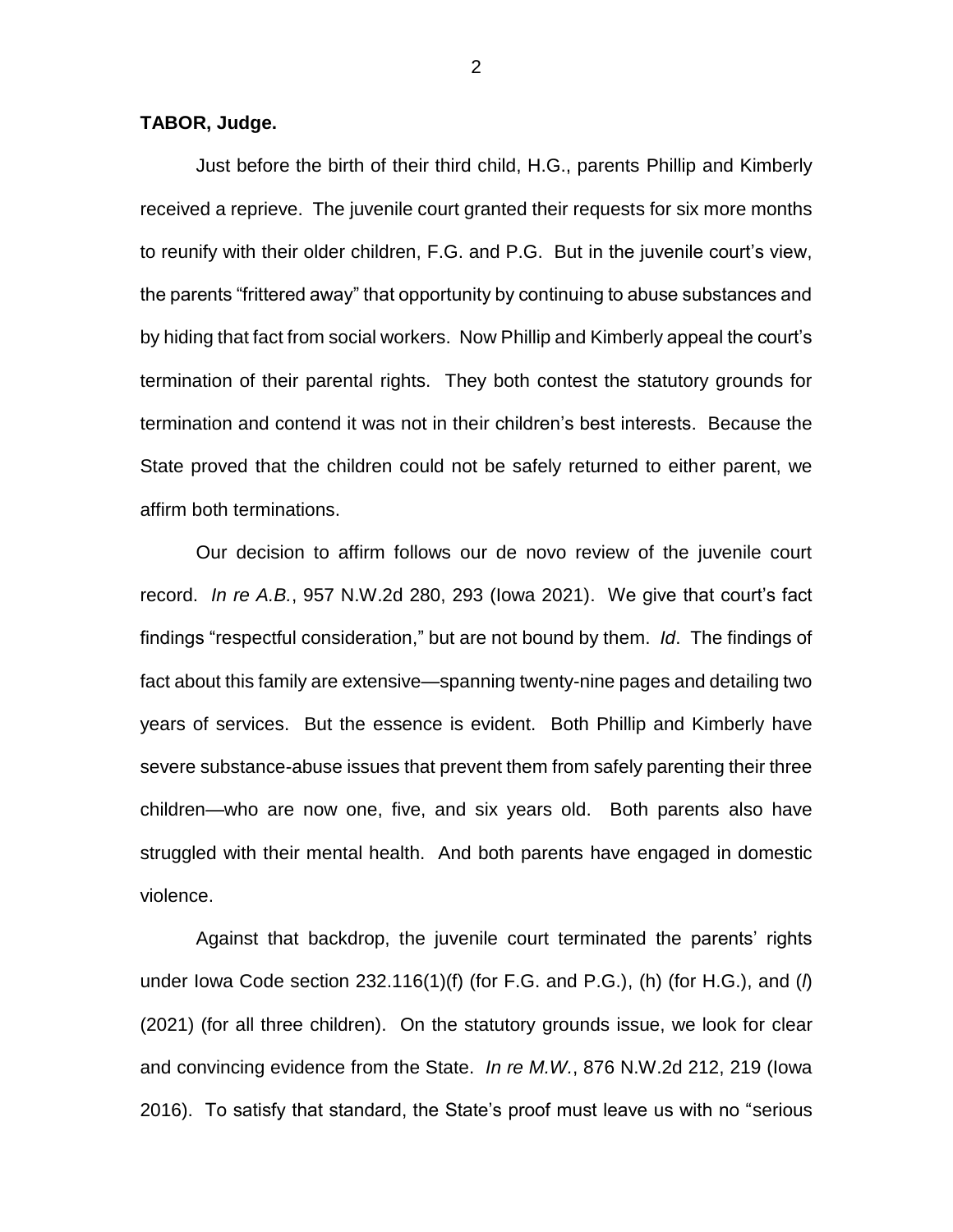**TABOR, Judge.**

Just before the birth of their third child, H.G., parents Phillip and Kimberly received a reprieve. The juvenile court granted their requests for six more months to reunify with their older children, F.G. and P.G. But in the juvenile court's view, the parents "frittered away" that opportunity by continuing to abuse substances and by hiding that fact from social workers. Now Phillip and Kimberly appeal the court's termination of their parental rights. They both contest the statutory grounds for termination and contend it was not in their children's best interests. Because the State proved that the children could not be safely returned to either parent, we affirm both terminations.

Our decision to affirm follows our de novo review of the juvenile court record. *In re A.B.*, 957 N.W.2d 280, 293 (Iowa 2021). We give that court's fact findings "respectful consideration," but are not bound by them. *Id*. The findings of fact about this family are extensive—spanning twenty-nine pages and detailing two years of services. But the essence is evident. Both Phillip and Kimberly have severe substance-abuse issues that prevent them from safely parenting their three children—who are now one, five, and six years old. Both parents also have struggled with their mental health. And both parents have engaged in domestic violence.

Against that backdrop, the juvenile court terminated the parents' rights under Iowa Code section 232.116(1)(f) (for F.G. and P.G.), (h) (for H.G.), and (*l*) (2021) (for all three children). On the statutory grounds issue, we look for clear and convincing evidence from the State. *In re M.W.*, 876 N.W.2d 212, 219 (Iowa 2016). To satisfy that standard, the State's proof must leave us with no "serious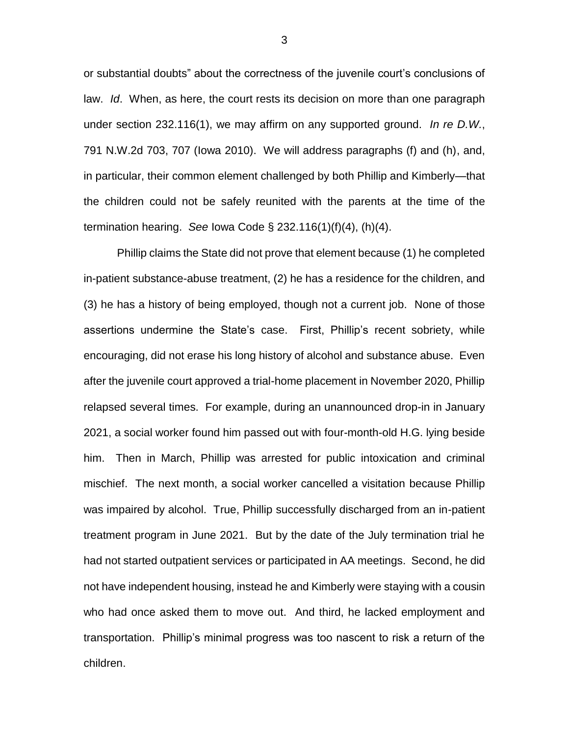or substantial doubts" about the correctness of the juvenile court's conclusions of law. *Id*. When, as here, the court rests its decision on more than one paragraph under section 232.116(1), we may affirm on any supported ground. *In re D.W.*, 791 N.W.2d 703, 707 (Iowa 2010). We will address paragraphs (f) and (h), and, in particular, their common element challenged by both Phillip and Kimberly—that the children could not be safely reunited with the parents at the time of the termination hearing. *See* Iowa Code § 232.116(1)(f)(4), (h)(4).

Phillip claims the State did not prove that element because (1) he completed in-patient substance-abuse treatment, (2) he has a residence for the children, and (3) he has a history of being employed, though not a current job. None of those assertions undermine the State's case. First, Phillip's recent sobriety, while encouraging, did not erase his long history of alcohol and substance abuse. Even after the juvenile court approved a trial-home placement in November 2020, Phillip relapsed several times. For example, during an unannounced drop-in in January 2021, a social worker found him passed out with four-month-old H.G. lying beside him. Then in March, Phillip was arrested for public intoxication and criminal mischief. The next month, a social worker cancelled a visitation because Phillip was impaired by alcohol. True, Phillip successfully discharged from an in-patient treatment program in June 2021. But by the date of the July termination trial he had not started outpatient services or participated in AA meetings. Second, he did not have independent housing, instead he and Kimberly were staying with a cousin who had once asked them to move out. And third, he lacked employment and transportation. Phillip's minimal progress was too nascent to risk a return of the children.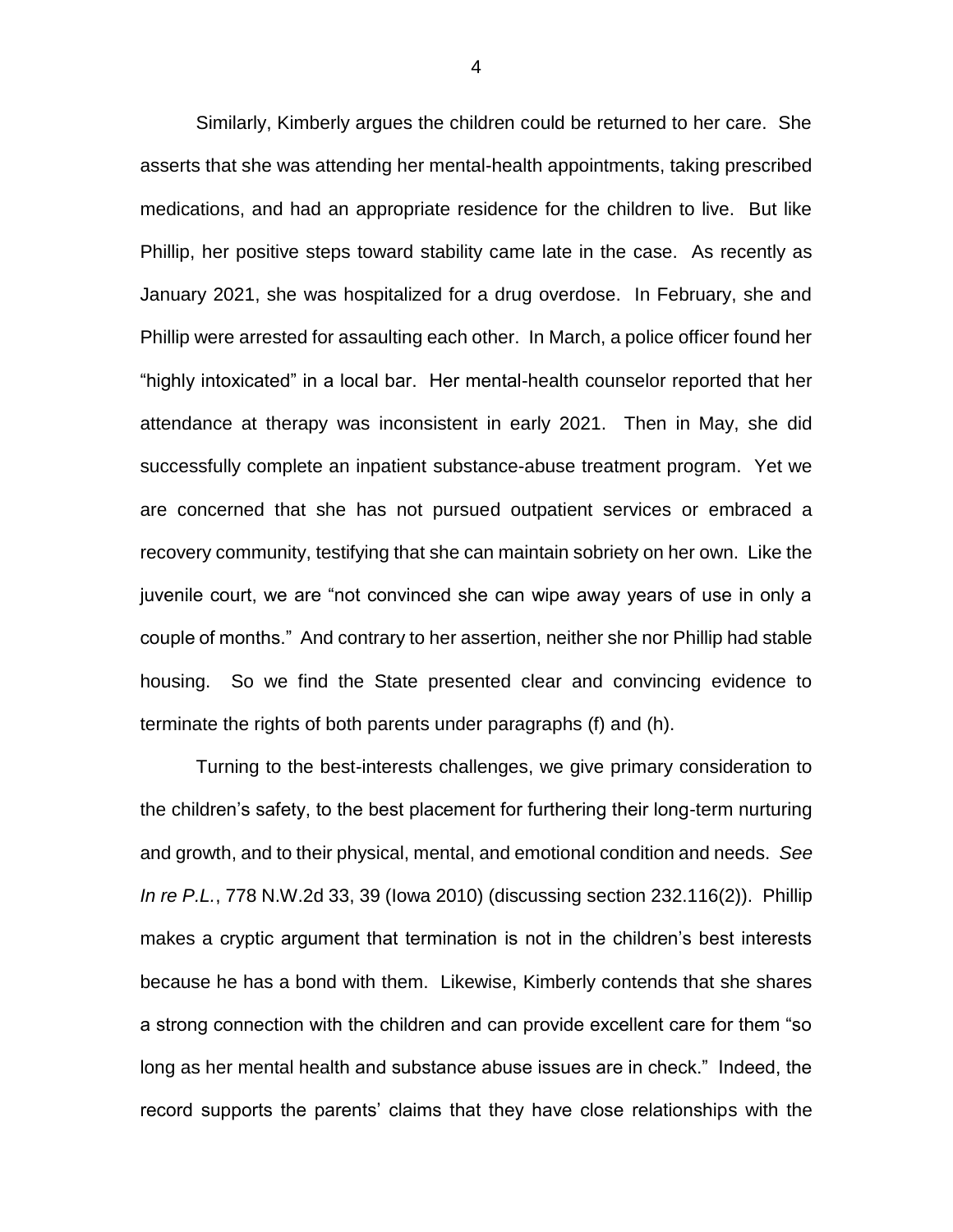Similarly, Kimberly argues the children could be returned to her care. She asserts that she was attending her mental-health appointments, taking prescribed medications, and had an appropriate residence for the children to live. But like Phillip, her positive steps toward stability came late in the case. As recently as January 2021, she was hospitalized for a drug overdose. In February, she and Phillip were arrested for assaulting each other. In March, a police officer found her "highly intoxicated" in a local bar. Her mental-health counselor reported that her attendance at therapy was inconsistent in early 2021. Then in May, she did successfully complete an inpatient substance-abuse treatment program. Yet we are concerned that she has not pursued outpatient services or embraced a recovery community, testifying that she can maintain sobriety on her own. Like the juvenile court, we are "not convinced she can wipe away years of use in only a couple of months." And contrary to her assertion, neither she nor Phillip had stable housing. So we find the State presented clear and convincing evidence to terminate the rights of both parents under paragraphs (f) and (h).

Turning to the best-interests challenges, we give primary consideration to the children's safety, to the best placement for furthering their long-term nurturing and growth, and to their physical, mental, and emotional condition and needs. *See In re P.L.*, 778 N.W.2d 33, 39 (Iowa 2010) (discussing section 232.116(2)). Phillip makes a cryptic argument that termination is not in the children's best interests because he has a bond with them. Likewise, Kimberly contends that she shares a strong connection with the children and can provide excellent care for them "so long as her mental health and substance abuse issues are in check." Indeed, the record supports the parents' claims that they have close relationships with the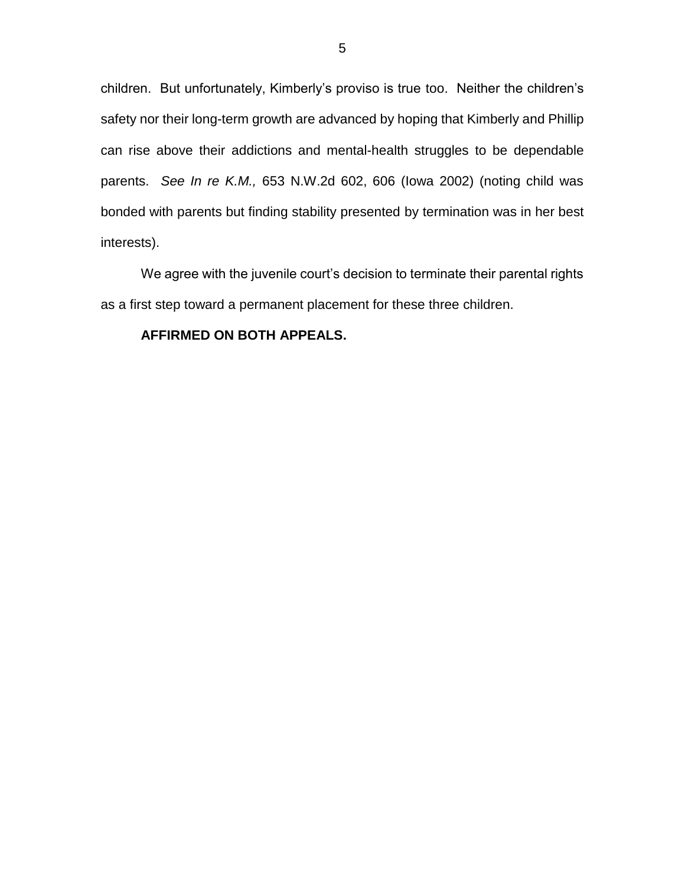children. But unfortunately, Kimberly's proviso is true too. Neither the children's safety nor their long-term growth are advanced by hoping that Kimberly and Phillip can rise above their addictions and mental-health struggles to be dependable parents. *See In re K.M.,* 653 N.W.2d 602, 606 (Iowa 2002) (noting child was bonded with parents but finding stability presented by termination was in her best interests).

We agree with the juvenile court's decision to terminate their parental rights as a first step toward a permanent placement for these three children.

**AFFIRMED ON BOTH APPEALS.**